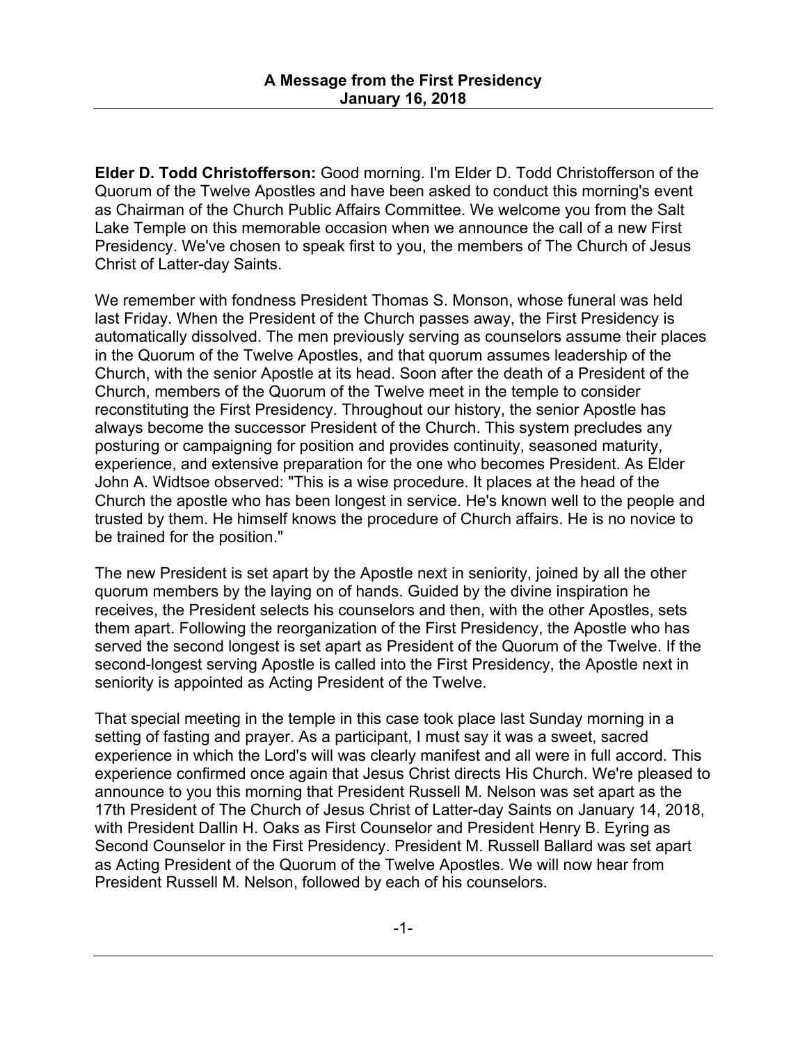# A Message from the First Presidency
## January 16, 2018

**Elder D. Todd Christofferson:** Good morning. I'm Elder D. Todd Christofferson of the Quorum of the Twelve Apostles and have been asked to conduct this morning's event as Chairman of the Church Public Affairs Committee. We welcome you from the Salt Lake Temple on this memorable occasion when we announce the call of a new First Presidency. We've chosen to speak first to you, the members of The Church of Jesus Christ of Latter-day Saints.

We remember with fondness President Thomas S. Monson, whose funeral was held last Friday. When the President of the Church passes away, the First Presidency is automatically dissolved. The men previously serving as counselors assume their places in the Quorum of the Twelve Apostles, and that quorum assumes leadership of the Church, with the senior Apostle at its head. Soon after the death of a President of the Church, members of the Quorum of the Twelve meet in the temple to consider reconstituting the First Presidency. Throughout our history, the senior Apostle has always become the successor President of the Church. This system precludes any posturing or campaigning for position and provides continuity, seasoned maturity, experience, and extensive preparation for the one who becomes President. As Elder John A. Widtsoe observed: "This is a wise procedure. It places at the head of the Church the apostle who has been longest in service. He's known well to the people and trusted by them. He himself knows the procedure of Church affairs. He is no novice to be trained for the position."

The new President is set apart by the Apostle next in seniority, joined by all the other quorum members by the laying on of hands. Guided by the divine inspiration he receives, the President selects his counselors and then, with the other Apostles, sets them apart. Following the reorganization of the First Presidency, the Apostle who has served the second longest is set apart as President of the Quorum of the Twelve. If the second-longest serving Apostle is called into the First Presidency, the Apostle next in seniority is appointed as Acting President of the Twelve.

That special meeting in the temple in this case took place last Sunday morning in a setting of fasting and prayer. As a participant, I must say it was a sweet, sacred experience in which the Lord's will was clearly manifest and all were in full accord. This experience confirmed once again that Jesus Christ directs His Church. We're pleased to announce to you this morning that President Russell M. Nelson was set apart as the 17th President of The Church of Jesus Christ of Latter-day Saints on January 14, 2018, with President Dallin H. Oaks as First Counselor and President Henry B. Eyring as Second Counselor in the First Presidency. President M. Russell Ballard was set apart as Acting President of the Quorum of the Twelve Apostles. We will now hear from President Russell M. Nelson, followed by each of his counselors.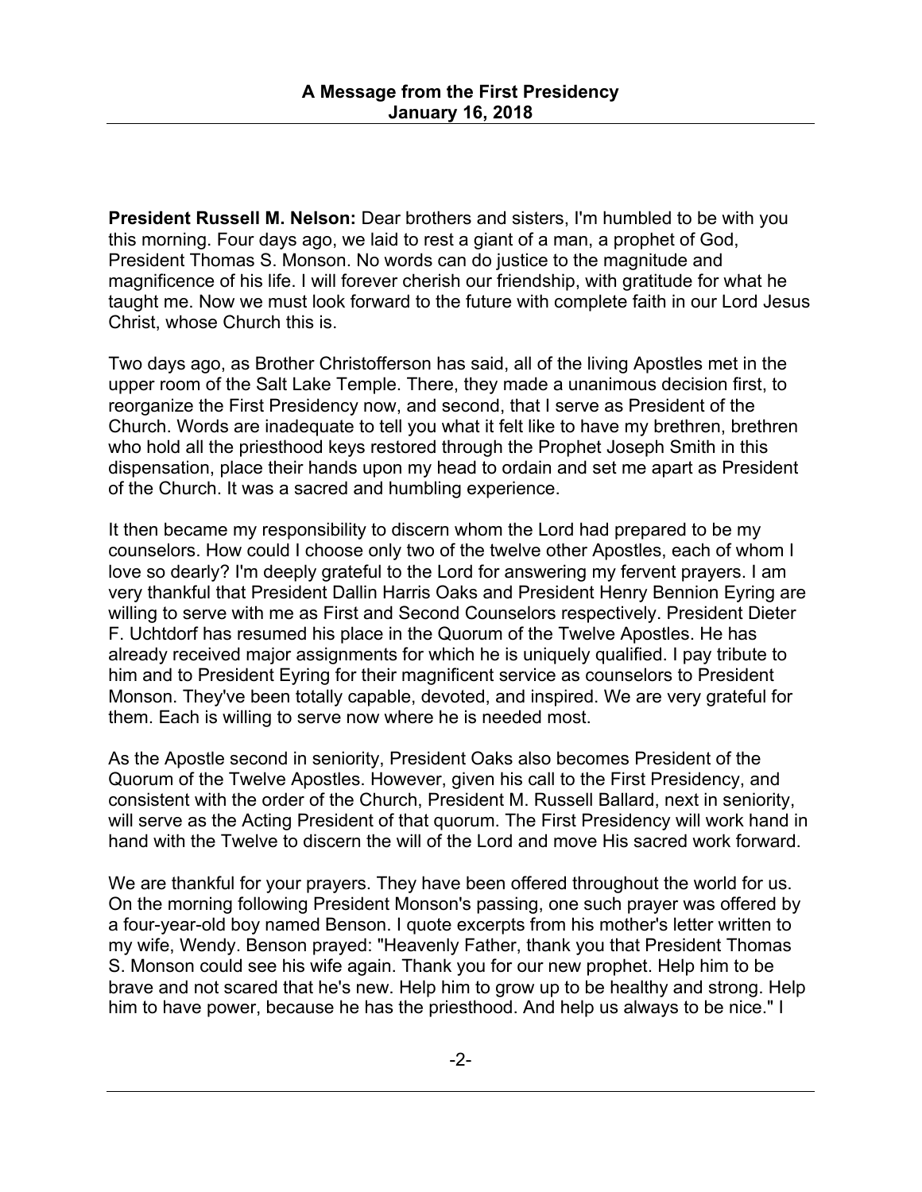**President Russell M. Nelson:** Dear brothers and sisters, I'm humbled to be with you this morning. Four days ago, we laid to rest a giant of a man, a prophet of God, President Thomas S. Monson. No words can do justice to the magnitude and magnificence of his life. I will forever cherish our friendship, with gratitude for what he taught me. Now we must look forward to the future with complete faith in our Lord Jesus Christ, whose Church this is.

Two days ago, as Brother Christofferson has said, all of the living Apostles met in the upper room of the Salt Lake Temple. There, they made a unanimous decision first, to reorganize the First Presidency now, and second, that I serve as President of the Church. Words are inadequate to tell you what it felt like to have my brethren, brethren who hold all the priesthood keys restored through the Prophet Joseph Smith in this dispensation, place their hands upon my head to ordain and set me apart as President of the Church. It was a sacred and humbling experience.

It then became my responsibility to discern whom the Lord had prepared to be my counselors. How could I choose only two of the twelve other Apostles, each of whom I love so dearly? I'm deeply grateful to the Lord for answering my fervent prayers. I am very thankful that President Dallin Harris Oaks and President Henry Bennion Eyring are willing to serve with me as First and Second Counselors respectively. President Dieter F. Uchtdorf has resumed his place in the Quorum of the Twelve Apostles. He has already received major assignments for which he is uniquely qualified. I pay tribute to him and to President Eyring for their magnificent service as counselors to President Monson. They've been totally capable, devoted, and inspired. We are very grateful for them. Each is willing to serve now where he is needed most.

As the Apostle second in seniority, President Oaks also becomes President of the Quorum of the Twelve Apostles. However, given his call to the First Presidency, and consistent with the order of the Church, President M. Russell Ballard, next in seniority, will serve as the Acting President of that quorum. The First Presidency will work hand in hand with the Twelve to discern the will of the Lord and move His sacred work forward.

We are thankful for your prayers. They have been offered throughout the world for us. On the morning following President Monson's passing, one such prayer was offered by a four-year-old boy named Benson. I quote excerpts from his mother's letter written to my wife, Wendy. Benson prayed: "Heavenly Father, thank you that President Thomas S. Monson could see his wife again. Thank you for our new prophet. Help him to be brave and not scared that he's new. Help him to grow up to be healthy and strong. Help him to have power, because he has the priesthood. And help us always to be nice." I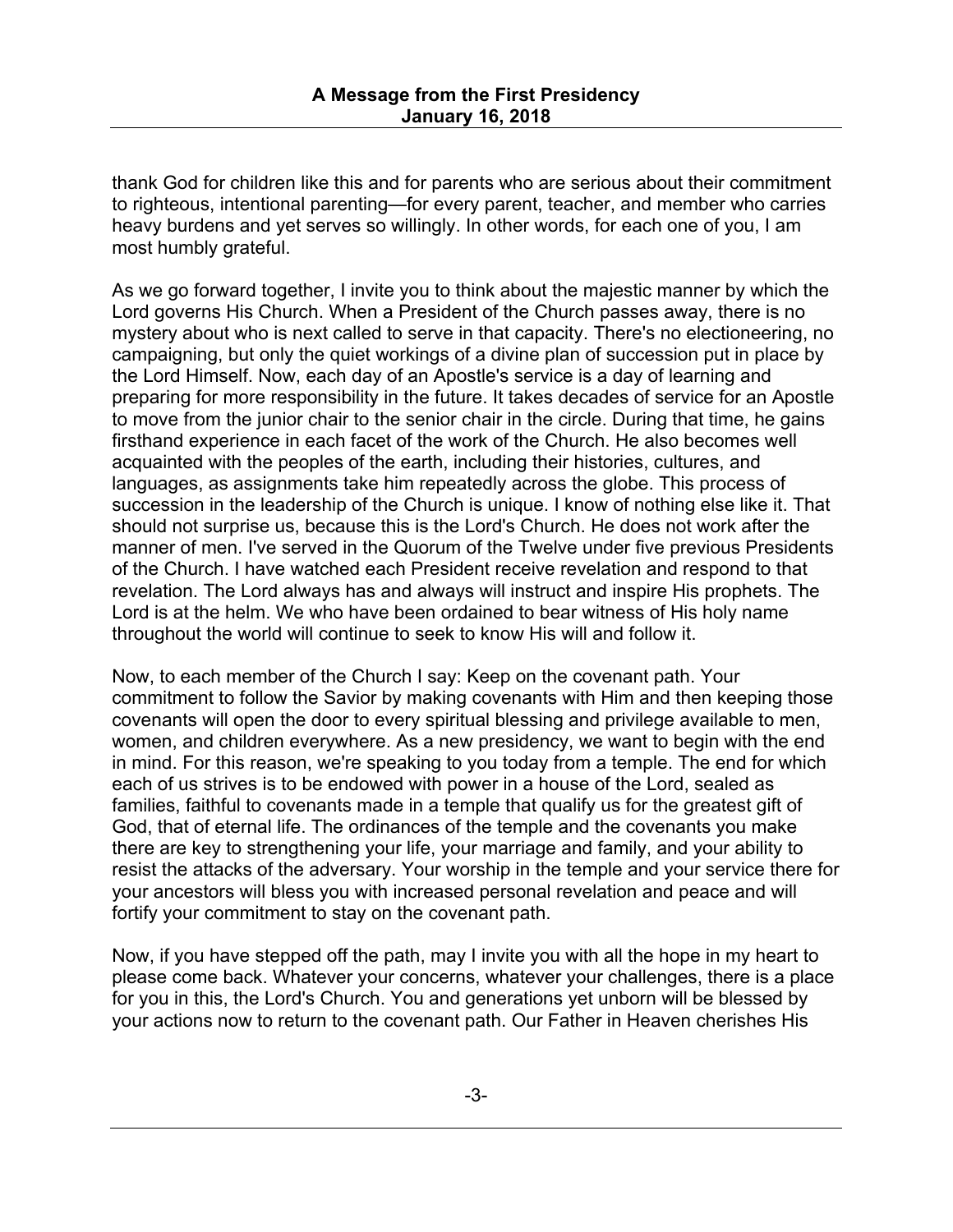thank God for children like this and for parents who are serious about their commitment to righteous, intentional parenting—for every parent, teacher, and member who carries heavy burdens and yet serves so willingly. In other words, for each one of you, I am most humbly grateful.

As we go forward together, I invite you to think about the majestic manner by which the Lord governs His Church. When a President of the Church passes away, there is no mystery about who is next called to serve in that capacity. There's no electioneering, no campaigning, but only the quiet workings of a divine plan of succession put in place by the Lord Himself. Now, each day of an Apostle's service is a day of learning and preparing for more responsibility in the future. It takes decades of service for an Apostle to move from the junior chair to the senior chair in the circle. During that time, he gains firsthand experience in each facet of the work of the Church. He also becomes well acquainted with the peoples of the earth, including their histories, cultures, and languages, as assignments take him repeatedly across the globe. This process of succession in the leadership of the Church is unique. I know of nothing else like it. That should not surprise us, because this is the Lord's Church. He does not work after the manner of men. I've served in the Quorum of the Twelve under five previous Presidents of the Church. I have watched each President receive revelation and respond to that revelation. The Lord always has and always will instruct and inspire His prophets. The Lord is at the helm. We who have been ordained to bear witness of His holy name throughout the world will continue to seek to know His will and follow it.

Now, to each member of the Church I say: Keep on the covenant path. Your commitment to follow the Savior by making covenants with Him and then keeping those covenants will open the door to every spiritual blessing and privilege available to men, women, and children everywhere. As a new presidency, we want to begin with the end in mind. For this reason, we're speaking to you today from a temple. The end for which each of us strives is to be endowed with power in a house of the Lord, sealed as families, faithful to covenants made in a temple that qualify us for the greatest gift of God, that of eternal life. The ordinances of the temple and the covenants you make there are key to strengthening your life, your marriage and family, and your ability to resist the attacks of the adversary. Your worship in the temple and your service there for your ancestors will bless you with increased personal revelation and peace and will fortify your commitment to stay on the covenant path.

Now, if you have stepped off the path, may I invite you with all the hope in my heart to please come back. Whatever your concerns, whatever your challenges, there is a place for you in this, the Lord's Church. You and generations yet unborn will be blessed by your actions now to return to the covenant path. Our Father in Heaven cherishes His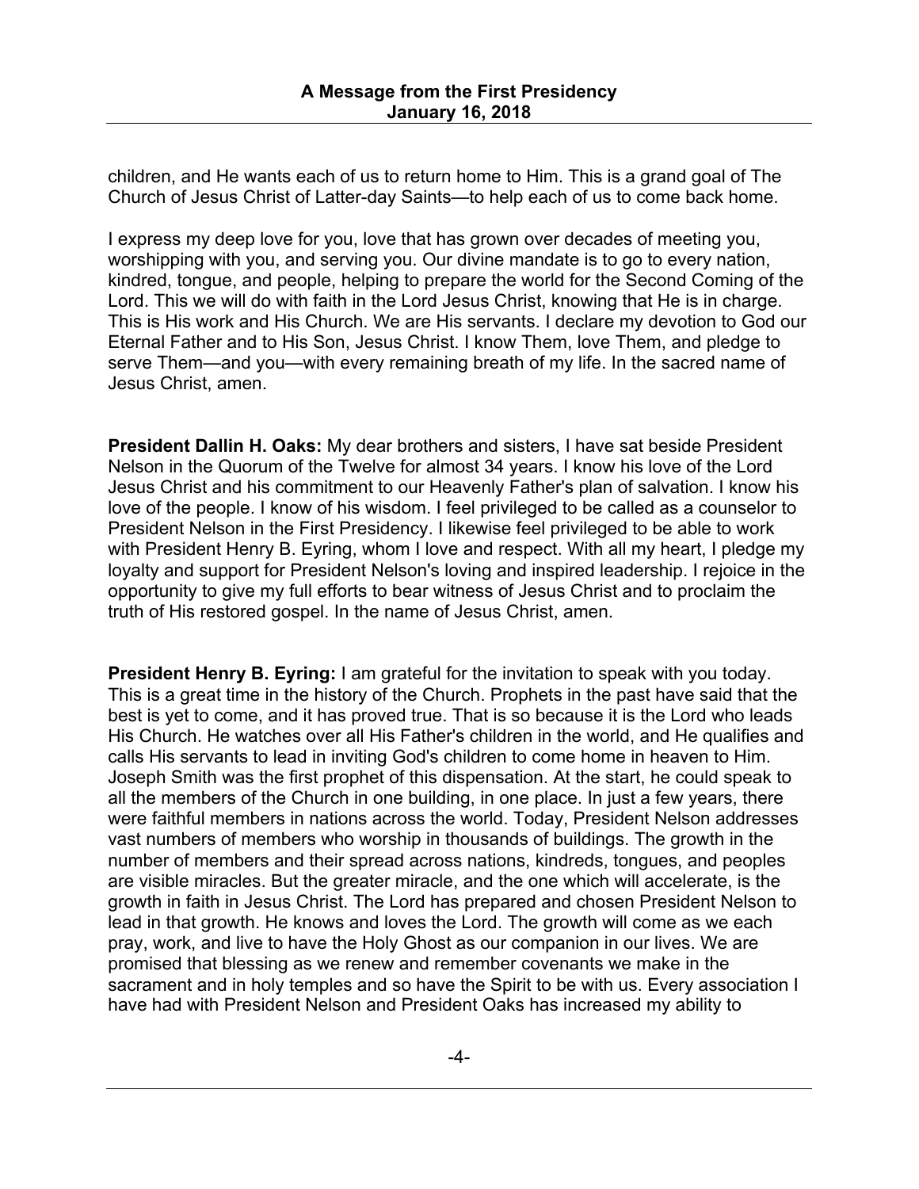children, and He wants each of us to return home to Him. This is a grand goal of The Church of Jesus Christ of Latter-day Saints—to help each of us to come back home.

I express my deep love for you, love that has grown over decades of meeting you, worshipping with you, and serving you. Our divine mandate is to go to every nation, kindred, tongue, and people, helping to prepare the world for the Second Coming of the Lord. This we will do with faith in the Lord Jesus Christ, knowing that He is in charge. This is His work and His Church. We are His servants. I declare my devotion to God our Eternal Father and to His Son, Jesus Christ. I know Them, love Them, and pledge to serve Them—and you—with every remaining breath of my life. In the sacred name of Jesus Christ, amen.

**President Dallin H. Oaks:** My dear brothers and sisters, I have sat beside President Nelson in the Quorum of the Twelve for almost 34 years. I know his love of the Lord Jesus Christ and his commitment to our Heavenly Father's plan of salvation. I know his love of the people. I know of his wisdom. I feel privileged to be called as a counselor to President Nelson in the First Presidency. I likewise feel privileged to be able to work with President Henry B. Eyring, whom I love and respect. With all my heart, I pledge my loyalty and support for President Nelson's loving and inspired leadership. I rejoice in the opportunity to give my full efforts to bear witness of Jesus Christ and to proclaim the truth of His restored gospel. In the name of Jesus Christ, amen.

**President Henry B. Eyring:** I am grateful for the invitation to speak with you today. This is a great time in the history of the Church. Prophets in the past have said that the best is yet to come, and it has proved true. That is so because it is the Lord who leads His Church. He watches over all His Father's children in the world, and He qualifies and calls His servants to lead in inviting God's children to come home in heaven to Him. Joseph Smith was the first prophet of this dispensation. At the start, he could speak to all the members of the Church in one building, in one place. In just a few years, there were faithful members in nations across the world. Today, President Nelson addresses vast numbers of members who worship in thousands of buildings. The growth in the number of members and their spread across nations, kindreds, tongues, and peoples are visible miracles. But the greater miracle, and the one which will accelerate, is the growth in faith in Jesus Christ. The Lord has prepared and chosen President Nelson to lead in that growth. He knows and loves the Lord. The growth will come as we each pray, work, and live to have the Holy Ghost as our companion in our lives. We are promised that blessing as we renew and remember covenants we make in the sacrament and in holy temples and so have the Spirit to be with us. Every association I have had with President Nelson and President Oaks has increased my ability to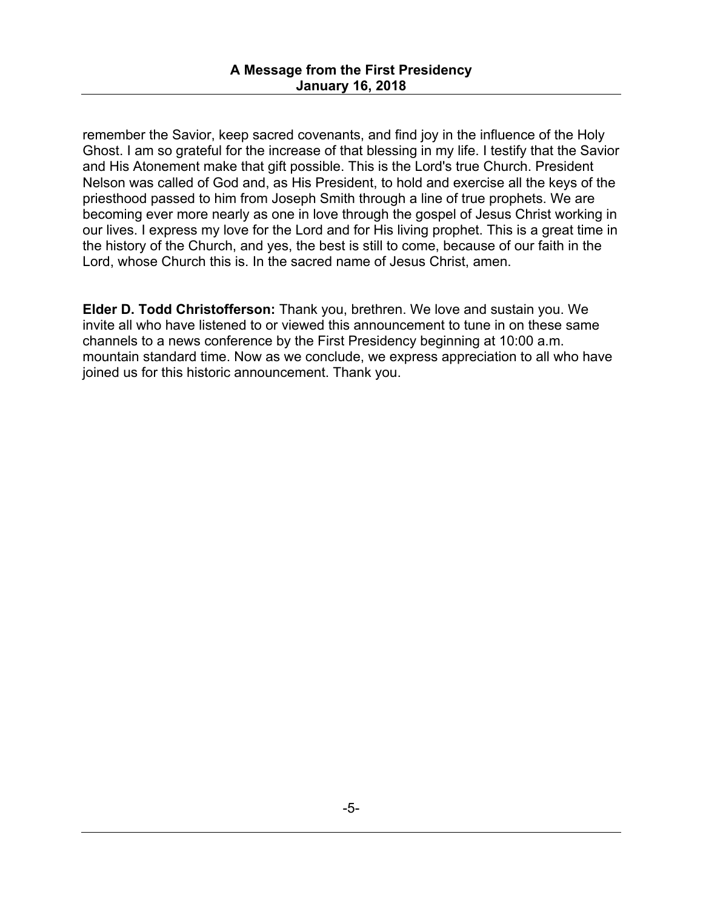remember the Savior, keep sacred covenants, and find joy in the influence of the Holy Ghost. I am so grateful for the increase of that blessing in my life. I testify that the Savior and His Atonement make that gift possible. This is the Lord's true Church. President Nelson was called of God and, as His President, to hold and exercise all the keys of the priesthood passed to him from Joseph Smith through a line of true prophets. We are becoming ever more nearly as one in love through the gospel of Jesus Christ working in our lives. I express my love for the Lord and for His living prophet. This is a great time in the history of the Church, and yes, the best is still to come, because of our faith in the Lord, whose Church this is. In the sacred name of Jesus Christ, amen.

**Elder D. Todd Christofferson:** Thank you, brethren. We love and sustain you. We invite all who have listened to or viewed this announcement to tune in on these same channels to a news conference by the First Presidency beginning at 10:00 a.m. mountain standard time. Now as we conclude, we express appreciation to all who have joined us for this historic announcement. Thank you.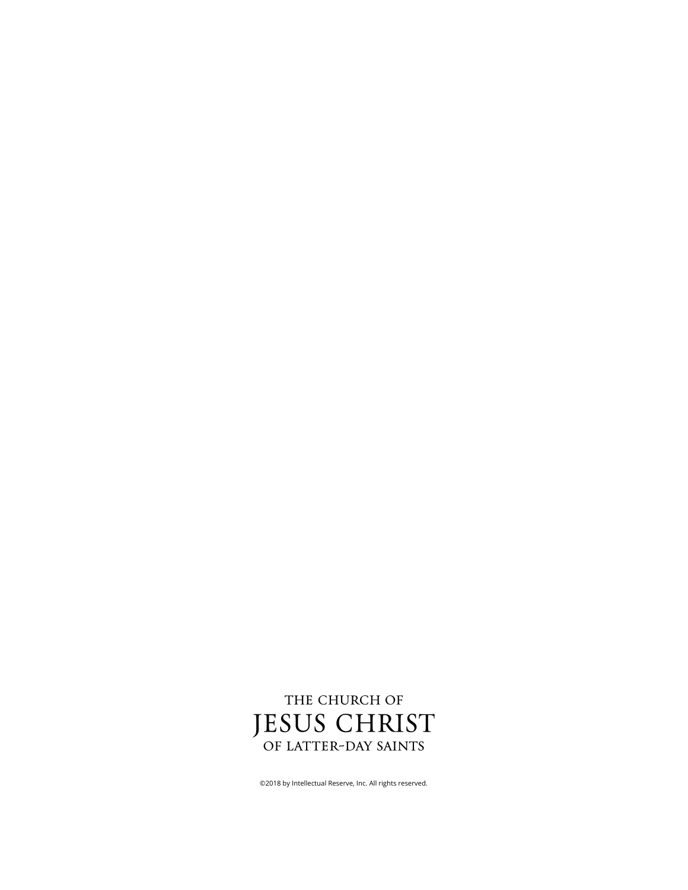THE CHURCH OF
JESUS CHRIST
OF LATTER-DAY SAINTS

©2018 by Intellectual Reserve, Inc. All rights reserved.